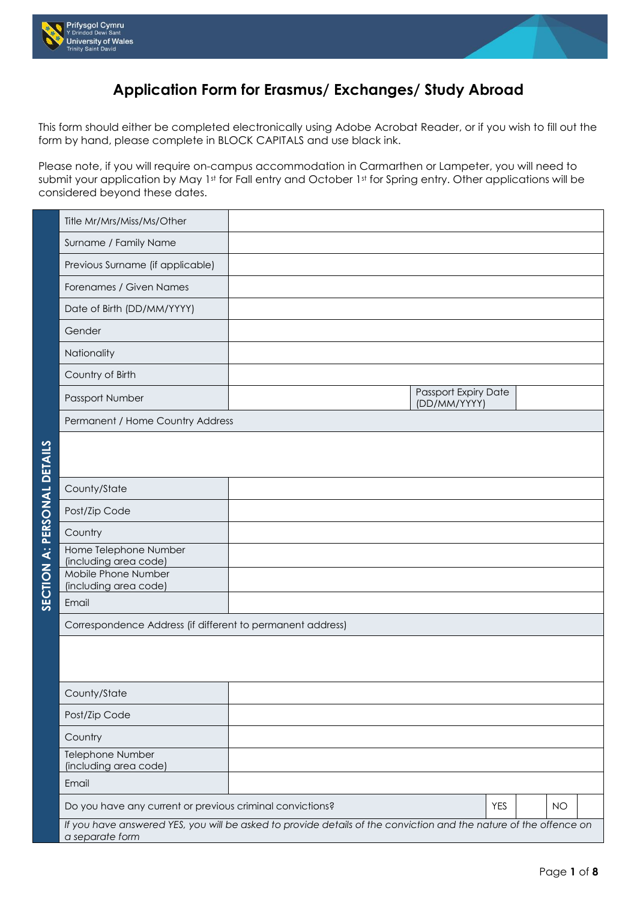# Application Form for Erasmus/ Exchanges/ Study Abroad

This form should either be completed electronically using Adobe Acrobat Reader, or if you wish to fill out the form by hand, please complete in BLOCK CAPITALS and use black ink.

Please note, if you will require on-campus accommodation in Carmarthen or Lampeter, you will need to submit your application by May 1st for Fall entry and October 1st for Spring entry. Other applications will be considered beyond these dates.

## SECTION A: PERSONAL DETAILS

| | | | | | |
|---|---|---|---|---|---|
| Title Mr/Mrs/Miss/Ms/Other | | | | | |
| Surname / Family Name | | | | | |
| Previous Surname (if applicable) | | | | | |
| Forenames / Given Names | | | | | |
| Date of Birth (DD/MM/YYYY) | | | | | |
| Gender | | | | | |
| Nationality | | | | | |
| Country of Birth | | | | | |
| Passport Number | | Passport Expiry Date (DD/MM/YYYY) | | | |
| Permanent / Home Country Address | | | | | |
| | | | | | |
| County/State | | | | | |
| Post/Zip Code | | | | | |
| Country | | | | | |
| Home Telephone Number (including area code) | | | | | |
| Mobile Phone Number (including area code) | | | | | |
| Email | | | | | |
| Correspondence Address (if different to permanent address) | | | | | |
| | | | | | |
| County/State | | | | | |
| Post/Zip Code | | | | | |
| Country | | | | | |
| Telephone Number (including area code) | | | | | |
| Email | | | | | |
| Do you have any current or previous criminal convictions? | | YES | | NO | |

*If you have answered YES, you will be asked to provide details of the conviction and the nature of the offence on a separate form*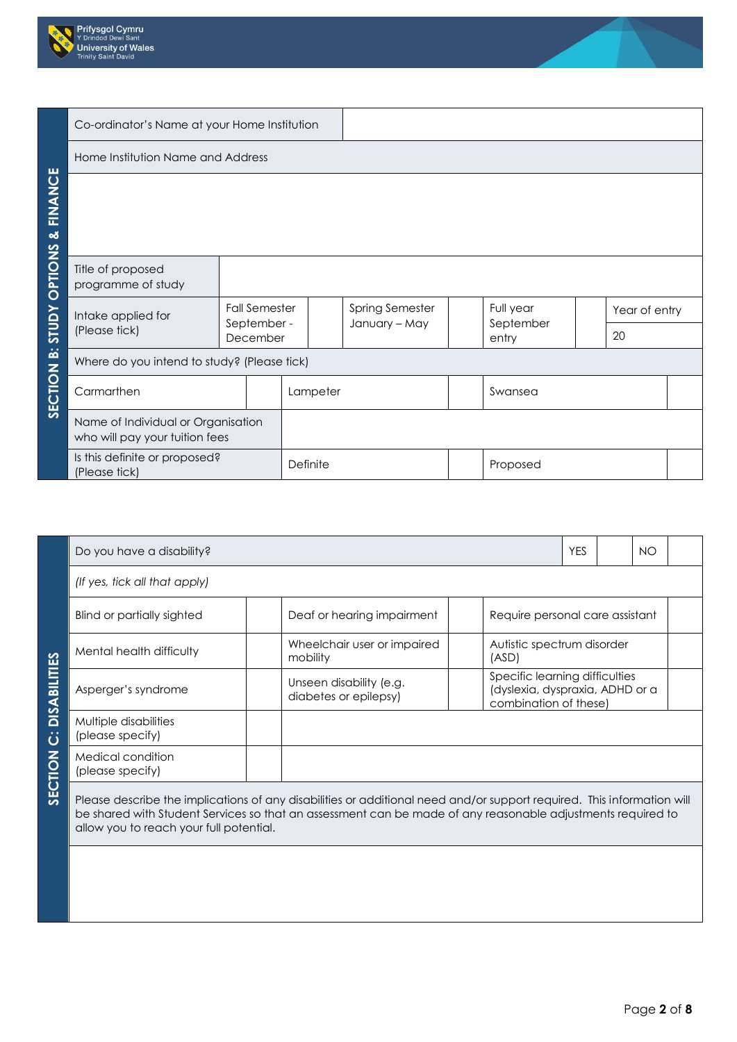## SECTION B: STUDY OPTIONS & FINANCE

| Co-ordinator's Name at your Home Institution | |
|---|---|
| Home Institution Name and Address | |
| | |

| Title of proposed programme of study | | | | | | | |
|---|---|---|---|---|---|---|---|
| Intake applied for (Please tick) | Fall Semester September - December | | Spring Semester January – May | | Full year September entry | | Year of entry 20 |

| Where do you intend to study? (Please tick) | | | | | |
|---|---|---|---|---|---|
| Carmarthen | | Lampeter | | Swansea | |
| Name of Individual or Organisation who will pay your tuition fees | | | | | |
| Is this definite or proposed? (Please tick) | | Definite | | Proposed | |

## SECTION C: DISABILITIES

| Do you have a disability? | | | | YES | | NO | |
|---|---|---|---|---|---|---|---|

*(If yes, tick all that apply)*

| | | | | | |
|---|---|---|---|---|---|
| Blind or partially sighted | | Deaf or hearing impairment | | Require personal care assistant | |
| Mental health difficulty | | Wheelchair user or impaired mobility | | Autistic spectrum disorder (ASD) | |
| Asperger's syndrome | | Unseen disability (e.g. diabetes or epilepsy) | | Specific learning difficulties (dyslexia, dyspraxia, ADHD or a combination of these) | |
| Multiple disabilities (please specify) | | | | | |
| Medical condition (please specify) | | | | | |

Please describe the implications of any disabilities or additional need and/or support required. This information will be shared with Student Services so that an assessment can be made of any reasonable adjustments required to allow you to reach your full potential.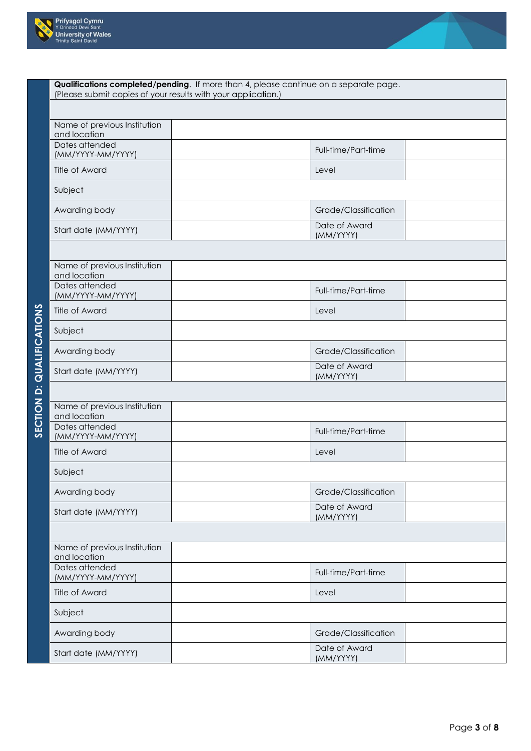## SECTION D: QUALIFICATIONS

**Qualifications completed/pending**. If more than 4, please continue on a separate page.
(Please submit copies of your results with your application.)

| | | | |
|---|---|---|---|
| Name of previous Institution and location | | | |
| Dates attended (MM/YYYY-MM/YYYY) | | Full-time/Part-time | |
| Title of Award | | Level | |
| Subject | | | |
| Awarding body | | Grade/Classification | |
| Start date (MM/YYYY) | | Date of Award (MM/YYYY) | |

| | | | |
|---|---|---|---|
| Name of previous Institution and location | | | |
| Dates attended (MM/YYYY-MM/YYYY) | | Full-time/Part-time | |
| Title of Award | | Level | |
| Subject | | | |
| Awarding body | | Grade/Classification | |
| Start date (MM/YYYY) | | Date of Award (MM/YYYY) | |

| | | | |
|---|---|---|---|
| Name of previous Institution and location | | | |
| Dates attended (MM/YYYY-MM/YYYY) | | Full-time/Part-time | |
| Title of Award | | Level | |
| Subject | | | |
| Awarding body | | Grade/Classification | |
| Start date (MM/YYYY) | | Date of Award (MM/YYYY) | |

| | | | |
|---|---|---|---|
| Name of previous Institution and location | | | |
| Dates attended (MM/YYYY-MM/YYYY) | | Full-time/Part-time | |
| Title of Award | | Level | |
| Subject | | | |
| Awarding body | | Grade/Classification | |
| Start date (MM/YYYY) | | Date of Award (MM/YYYY) | |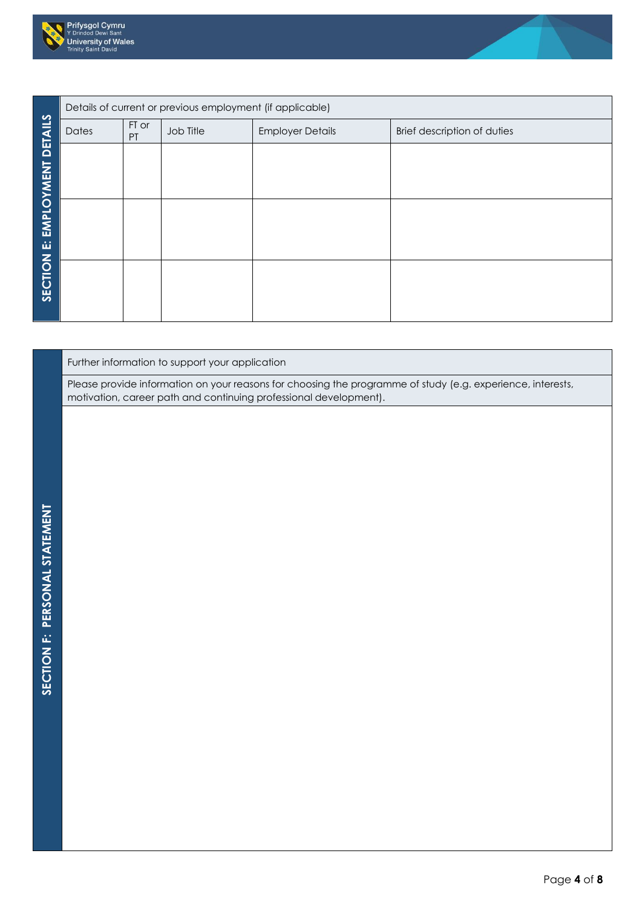## SECTION E: EMPLOYMENT DETAILS

Details of current or previous employment (if applicable)

| Dates | FT or PT | Job Title | Employer Details | Brief description of duties |
|---|---|---|---|---|
| | | | | |
| | | | | |
| | | | | |

## SECTION F: PERSONAL STATEMENT

Further information to support your application

Please provide information on your reasons for choosing the programme of study (e.g. experience, interests, motivation, career path and continuing professional development).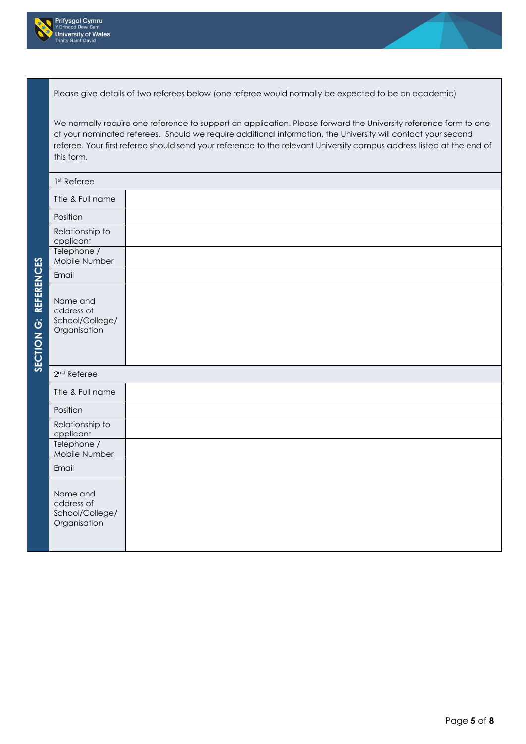## SECTION G: REFERENCES

Please give details of two referees below (one referee would normally be expected to be an academic)

We normally require one reference to support an application. Please forward the University reference form to one of your nominated referees. Should we require additional information, the University will contact your second referee. Your first referee should send your reference to the relevant University campus address listed at the end of this form.

| 1st Referee | |
|---|---|
| Title & Full name | |
| Position | |
| Relationship to applicant | |
| Telephone / Mobile Number | |
| Email | |
| Name and address of School/College/ Organisation | |

| 2nd Referee | |
|---|---|
| Title & Full name | |
| Position | |
| Relationship to applicant | |
| Telephone / Mobile Number | |
| Email | |
| Name and address of School/College/ Organisation | |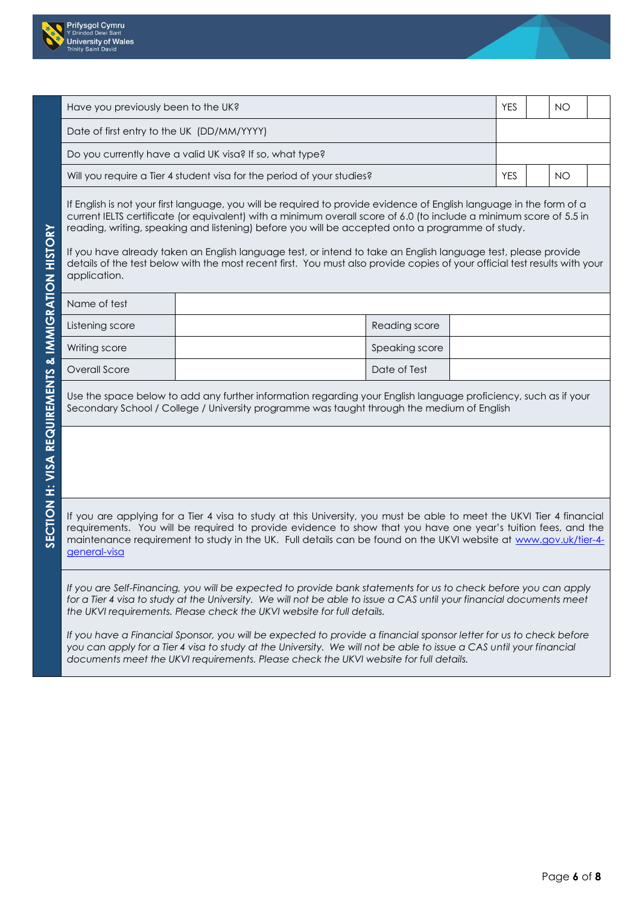## SECTION H: VISA REQUIREMENTS & IMMIGRATION HISTORY

| Have you previously been to the UK? | YES | | NO | |
|---|---|---|---|---|
| Date of first entry to the UK (DD/MM/YYYY) | | | | |
| Do you currently have a valid UK visa? If so, what type? | | | | |
| Will you require a Tier 4 student visa for the period of your studies? | YES | | NO | |

If English is not your first language, you will be required to provide evidence of English language in the form of a current IELTS certificate (or equivalent) with a minimum overall score of 6.0 (to include a minimum score of 5.5 in reading, writing, speaking and listening) before you will be accepted onto a programme of study.

If you have already taken an English language test, or intend to take an English language test, please provide details of the test below with the most recent first. You must also provide copies of your official test results with your application.

| Name of test | | | |
|---|---|---|---|
| Listening score | | Reading score | |
| Writing score | | Speaking score | |
| Overall Score | | Date of Test | |

Use the space below to add any further information regarding your English language proficiency, such as if your Secondary School / College / University programme was taught through the medium of English

If you are applying for a Tier 4 visa to study at this University, you must be able to meet the UKVI Tier 4 financial requirements. You will be required to provide evidence to show that you have one year's tuition fees, and the maintenance requirement to study in the UK. Full details can be found on the UKVI website at [www.gov.uk/tier-4-general-visa](www.gov.uk/tier-4-general-visa)

*If you are Self-Financing, you will be expected to provide bank statements for us to check before you can apply for a Tier 4 visa to study at the University. We will not be able to issue a CAS until your financial documents meet the UKVI requirements. Please check the UKVI website for full details.*

*If you have a Financial Sponsor, you will be expected to provide a financial sponsor letter for us to check before you can apply for a Tier 4 visa to study at the University. We will not be able to issue a CAS until your financial documents meet the UKVI requirements. Please check the UKVI website for full details.*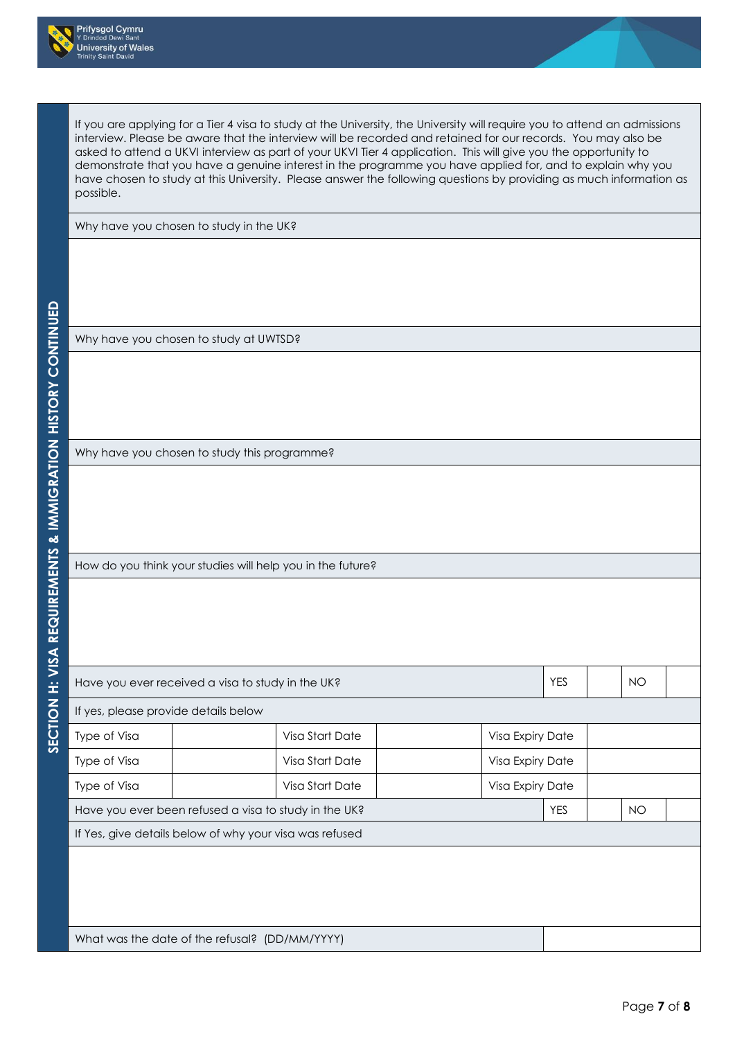## SECTION H: VISA REQUIREMENTS & IMMIGRATION HISTORY CONTINUED

If you are applying for a Tier 4 visa to study at the University, the University will require you to attend an admissions interview. Please be aware that the interview will be recorded and retained for our records. You may also be asked to attend a UKVI interview as part of your UKVI Tier 4 application. This will give you the opportunity to demonstrate that you have a genuine interest in the programme you have applied for, and to explain why you have chosen to study at this University. Please answer the following questions by providing as much information as possible.

Why have you chosen to study in the UK?

Why have you chosen to study at UWTSD?

Why have you chosen to study this programme?

How do you think your studies will help you in the future?

| Have you ever received a visa to study in the UK? | | | | YES | | NO | |
|---|---|---|---|---|---|---|---|
| If yes, please provide details below | | | | | | | |
| Type of Visa | | Visa Start Date | | Visa Expiry Date | | | |
| Type of Visa | | Visa Start Date | | Visa Expiry Date | | | |
| Type of Visa | | Visa Start Date | | Visa Expiry Date | | | |
| Have you ever been refused a visa to study in the UK? | | | | YES | | NO | |
| If Yes, give details below of why your visa was refused | | | | | | | |
| | | | | | | | |
| What was the date of the refusal? (DD/MM/YYYY) | | | | | | | |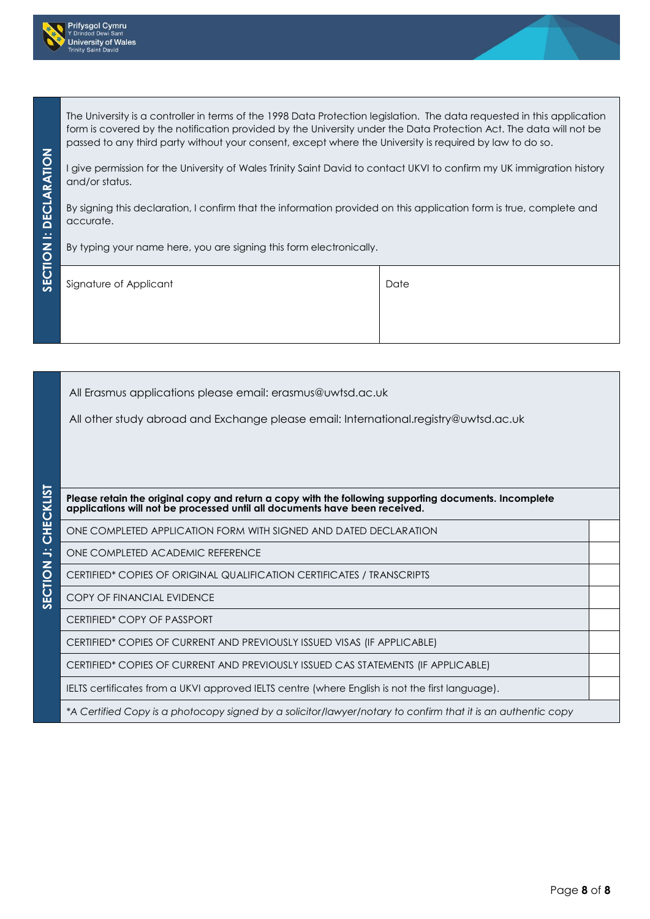## SECTION I: DECLARATION

The University is a controller in terms of the 1998 Data Protection legislation. The data requested in this application form is covered by the notification provided by the University under the Data Protection Act. The data will not be passed to any third party without your consent, except where the University is required by law to do so.

I give permission for the University of Wales Trinity Saint David to contact UKVI to confirm my UK immigration history and/or status.

By signing this declaration, I confirm that the information provided on this application form is true, complete and accurate.

By typing your name here, you are signing this form electronically.

| Signature of Applicant | Date |
|---|---|
| | |

## SECTION J: CHECKLIST

All Erasmus applications please email: erasmus@uwtsd.ac.uk

All other study abroad and Exchange please email: International.registry@uwtsd.ac.uk

**Please retain the original copy and return a copy with the following supporting documents. Incomplete applications will not be processed until all documents have been received.**

| | |
|---|---|
| ONE COMPLETED APPLICATION FORM WITH SIGNED AND DATED DECLARATION | |
| ONE COMPLETED ACADEMIC REFERENCE | |
| CERTIFIED* COPIES OF ORIGINAL QUALIFICATION CERTIFICATES / TRANSCRIPTS | |
| COPY OF FINANCIAL EVIDENCE | |
| CERTIFIED* COPY OF PASSPORT | |
| CERTIFIED* COPIES OF CURRENT AND PREVIOUSLY ISSUED VISAS (IF APPLICABLE) | |
| CERTIFIED* COPIES OF CURRENT AND PREVIOUSLY ISSUED CAS STATEMENTS (IF APPLICABLE) | |
| IELTS certificates from a UKVI approved IELTS centre (where English is not the first language). | |

*\*A Certified Copy is a photocopy signed by a solicitor/lawyer/notary to confirm that it is an authentic copy*